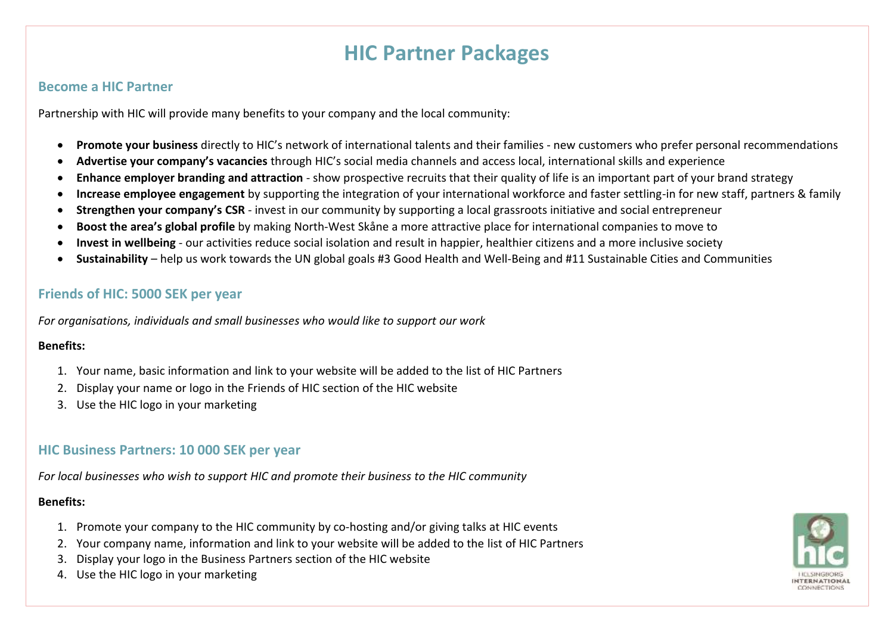# HIC Partner Packages

## Become a HIC Partner

Partnership with HIC will provide many benefits to your company and the local community:

- **Promote your business** directly to HIC's network of international talents and their families - new customers who prefer personal recommendations
- **Advertise your company's vacancies** through HIC's social media channels and access local, international skills and experience
- **Enhance employer branding and attraction** - show prospective recruits that their quality of life is an important part of your brand strategy
- **Increase employee engagement** by supporting the integration of your international workforce and faster settling-in for new staff, partners & family
- **Strengthen your company's CSR** - invest in our community by supporting a local grassroots initiative and social entrepreneur
- **Boost the area's global profile** by making North-West Skåne a more attractive place for international companies to move to
- **Invest in wellbeing** - our activities reduce social isolation and result in happier, healthier citizens and a more inclusive society
- **Sustainability** – help us work towards the UN global goals #3 Good Health and Well-Being and #11 Sustainable Cities and Communities

## Friends of HIC: 5000 SEK per year

*For organisations, individuals and small businesses who would like to support our work*

**Benefits:**

1. Your name, basic information and link to your website will be added to the list of HIC Partners
2. Display your name or logo in the Friends of HIC section of the HIC website
3. Use the HIC logo in your marketing

## HIC Business Partners: 10 000 SEK per year

*For local businesses who wish to support HIC and promote their business to the HIC community*

**Benefits:**

1. Promote your company to the HIC community by co-hosting and/or giving talks at HIC events
2. Your company name, information and link to your website will be added to the list of HIC Partners
3. Display your logo in the Business Partners section of the HIC website
4. Use the HIC logo in your marketing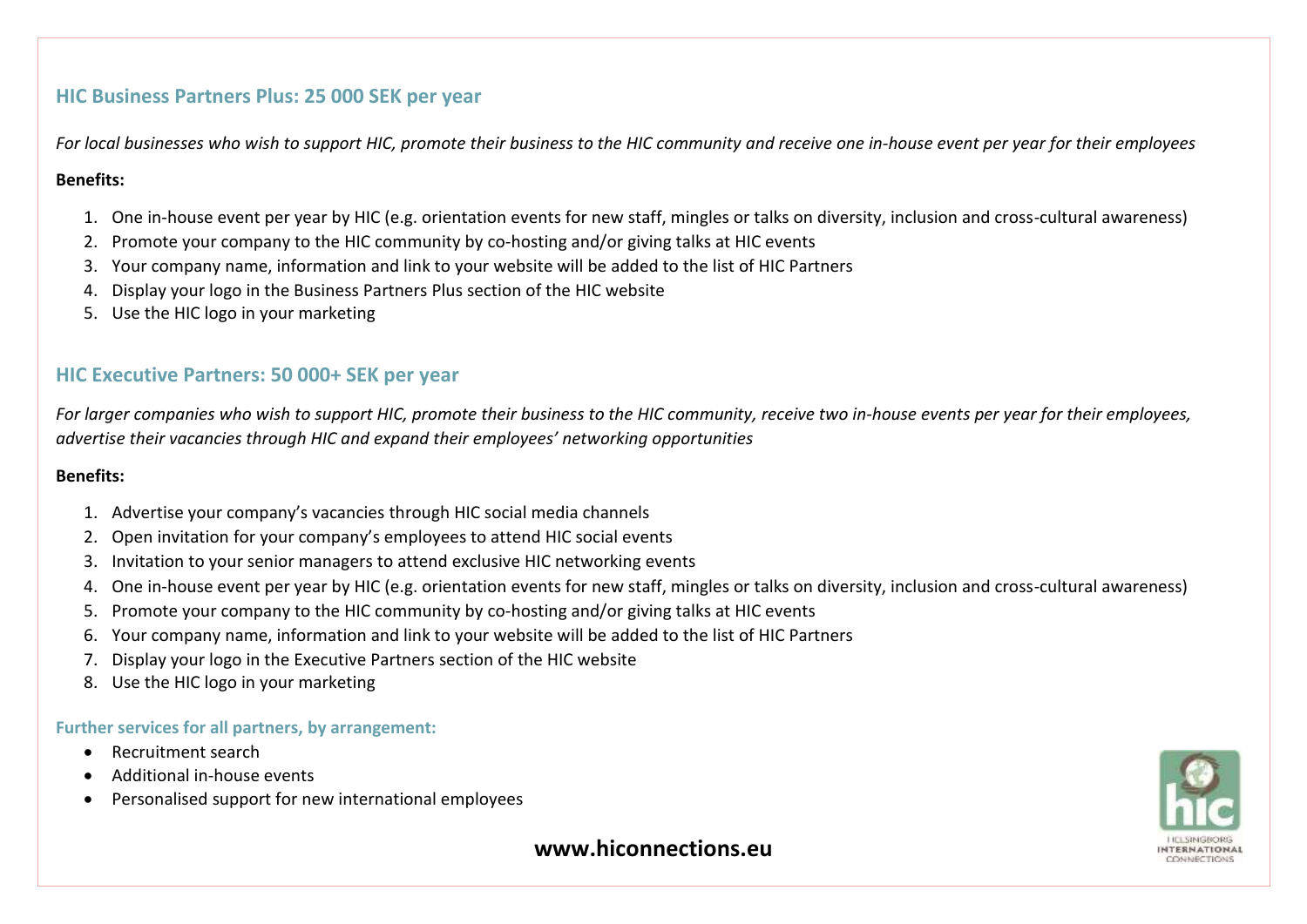## HIC Business Partners Plus: 25 000 SEK per year

*For local businesses who wish to support HIC, promote their business to the HIC community and receive one in-house event per year for their employees*

**Benefits:**

1. One in-house event per year by HIC (e.g. orientation events for new staff, mingles or talks on diversity, inclusion and cross-cultural awareness)
2. Promote your company to the HIC community by co-hosting and/or giving talks at HIC events
3. Your company name, information and link to your website will be added to the list of HIC Partners
4. Display your logo in the Business Partners Plus section of the HIC website
5. Use the HIC logo in your marketing

## HIC Executive Partners: 50 000+ SEK per year

*For larger companies who wish to support HIC, promote their business to the HIC community, receive two in-house events per year for their employees, advertise their vacancies through HIC and expand their employees' networking opportunities*

**Benefits:**

1. Advertise your company's vacancies through HIC social media channels
2. Open invitation for your company's employees to attend HIC social events
3. Invitation to your senior managers to attend exclusive HIC networking events
4. One in-house event per year by HIC (e.g. orientation events for new staff, mingles or talks on diversity, inclusion and cross-cultural awareness)
5. Promote your company to the HIC community by co-hosting and/or giving talks at HIC events
6. Your company name, information and link to your website will be added to the list of HIC Partners
7. Display your logo in the Executive Partners section of the HIC website
8. Use the HIC logo in your marketing

### Further services for all partners, by arrangement:

- Recruitment search
- Additional in-house events
- Personalised support for new international employees

**www.hiconnections.eu**

hic
HELSINGBORG INTERNATIONAL CONNECTIONS